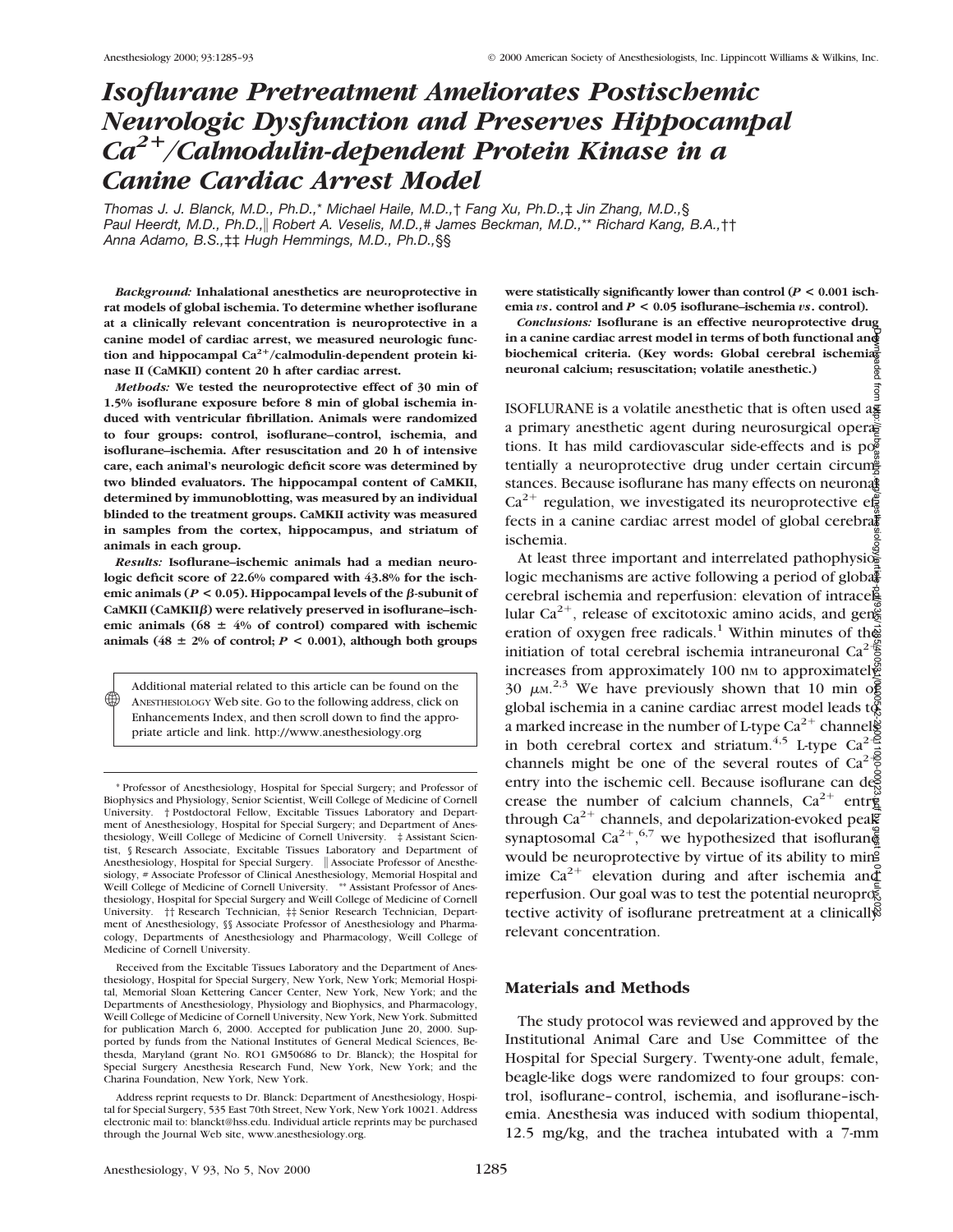# Isoflurane Pretreatment Ameliorates Postischemic Neurologic Dysfunction and Preserves Hippocampal $Ca^{2+}$/Calmodulin-dependent Protein Kinase in a Canine Cardiac Arrest Model

*Thomas J. J. Blanck, M.D., Ph.D.,\* Michael Haile, M.D.,† Fang Xu, Ph.D.,‡ Jin Zhang, M.D.,§ Paul Heerdt, M.D., Ph.D.,‖ Robert A. Veselis, M.D.,# James Beckman, M.D.,\*\* Richard Kang, B.A.,†† Anna Adamo, B.S.,‡‡ Hugh Hemmings, M.D., Ph.D.,§§*

***Background:*** **Inhalational anesthetics are neuroprotective in rat models of global ischemia. To determine whether isoflurane at a clinically relevant concentration is neuroprotective in a canine model of cardiac arrest, we measured neurologic function and hippocampal $Ca^{2+}$/calmodulin-dependent protein kinase II (CaMKII) content 20 h after cardiac arrest.**

***Methods:*** **We tested the neuroprotective effect of 30 min of 1.5% isoflurane exposure before 8 min of global ischemia induced with ventricular fibrillation. Animals were randomized to four groups: control, isoflurane–control, ischemia, and isoflurane–ischemia. After resuscitation and 20 h of intensive care, each animal's neurologic deficit score was determined by two blinded evaluators. The hippocampal content of CaMKII, determined by immunoblotting, was measured by an individual blinded to the treatment groups. CaMKII activity was measured in samples from the cortex, hippocampus, and striatum of animals in each group.**

***Results:*** **Isoflurane–ischemic animals had a median neurologic deficit score of 22.6% compared with 43.8% for the ischemic animals ($P < 0.05$). Hippocampal levels of the β-subunit of CaMKII (CaMKIIβ) were relatively preserved in isoflurane–ischemic animals (68 ± 4% of control) compared with ischemic animals (48 ± 2% of control; $P < 0.001$), although both groups were statistically significantly lower than control ($P < 0.001$ ischemia *vs.* control and $P < 0.05$ isoflurane–ischemia *vs.* control).**

***Conclusions:*** **Isoflurane is an effective neuroprotective drug in a canine cardiac arrest model in terms of both functional and biochemical criteria. (Key words: Global cerebral ischemia; neuronal calcium; resuscitation; volatile anesthetic.)**

Additional material related to this article can be found on the ANESTHESIOLOGY Web site. Go to the following address, click on Enhancements Index, and then scroll down to find the appropriate article and link. http://www.anesthesiology.org

\* Professor of Anesthesiology, Hospital for Special Surgery; and Professor of Biophysics and Physiology, Senior Scientist, Weill College of Medicine of Cornell University. † Postdoctoral Fellow, Excitable Tissues Laboratory and Department of Anesthesiology, Hospital for Special Surgery; and Department of Anesthesiology, Weill College of Medicine of Cornell University. ‡ Assistant Scientist, § Research Associate, Excitable Tissues Laboratory and Department of Anesthesiology, Hospital for Special Surgery. ‖ Associate Professor of Anesthesiology, # Associate Professor of Clinical Anesthesiology, Memorial Hospital and Weill College of Medicine of Cornell University. \*\* Assistant Professor of Anesthesiology, Hospital for Special Surgery and Weill College of Medicine of Cornell University. †† Research Technician, ‡‡ Senior Research Technician, Department of Anesthesiology, §§ Associate Professor of Anesthesiology and Pharmacology, Departments of Anesthesiology and Pharmacology, Weill College of Medicine of Cornell University.

Received from the Excitable Tissues Laboratory and the Department of Anesthesiology, Hospital for Special Surgery, New York, New York; Memorial Hospital, Memorial Sloan Kettering Cancer Center, New York, New York; and the Departments of Anesthesiology, Physiology and Biophysics, and Pharmacology, Weill College of Medicine of Cornell University, New York, New York. Submitted for publication March 6, 2000. Accepted for publication June 20, 2000. Supported by funds from the National Institutes of General Medical Sciences, Bethesda, Maryland (grant No. RO1 GM50686 to Dr. Blanck); the Hospital for Special Surgery Anesthesia Research Fund, New York, New York; and the Charina Foundation, New York, New York.

Address reprint requests to Dr. Blanck: Department of Anesthesiology, Hospital for Special Surgery, 535 East 70th Street, New York, New York 10021. Address electronic mail to: blanckt@hss.edu. Individual article reprints may be purchased through the Journal Web site, www.anesthesiology.org.

ISOFLURANE is a volatile anesthetic that is often used as a primary anesthetic agent during neurosurgical operations. It has mild cardiovascular side-effects and is potentially a neuroprotective drug under certain circumstances. Because isoflurane has many effects on neuronal $Ca^{2+}$ regulation, we investigated its neuroprotective effects in a canine cardiac arrest model of global cerebral ischemia.

At least three important and interrelated pathophysiologic mechanisms are active following a period of global cerebral ischemia and reperfusion: elevation of intracellular $Ca^{2+}$, release of excitotoxic amino acids, and generation of oxygen free radicals.[1] Within minutes of the initiation of total cerebral ischemia intraneuronal $Ca^{2+}$ increases from approximately 100 nM to approximately 30 μM.[2,3] We have previously shown that 10 min of global ischemia in a canine cardiac arrest model leads to a marked increase in the number of L-type $Ca^{2+}$ channels in both cerebral cortex and striatum.[4,5] L-type $Ca^{2+}$ channels might be one of the several routes of $Ca^{2+}$ entry into the ischemic cell. Because isoflurane can decrease the number of calcium channels, $Ca^{2+}$ entry through $Ca^{2+}$ channels, and depolarization-evoked peak synaptosomal $Ca^{2+}$,[6,7] we hypothesized that isoflurane would be neuroprotective by virtue of its ability to minimize $Ca^{2+}$ elevation during and after ischemia and reperfusion. Our goal was to test the potential neuroprotective activity of isoflurane pretreatment at a clinically relevant concentration.

## Materials and Methods

The study protocol was reviewed and approved by the Institutional Animal Care and Use Committee of the Hospital for Special Surgery. Twenty-one adult, female, beagle-like dogs were randomized to four groups: control, isoflurane–control, ischemia, and isoflurane–ischemia. Anesthesia was induced with sodium thiopental, 12.5 mg/kg, and the trachea intubated with a 7-mm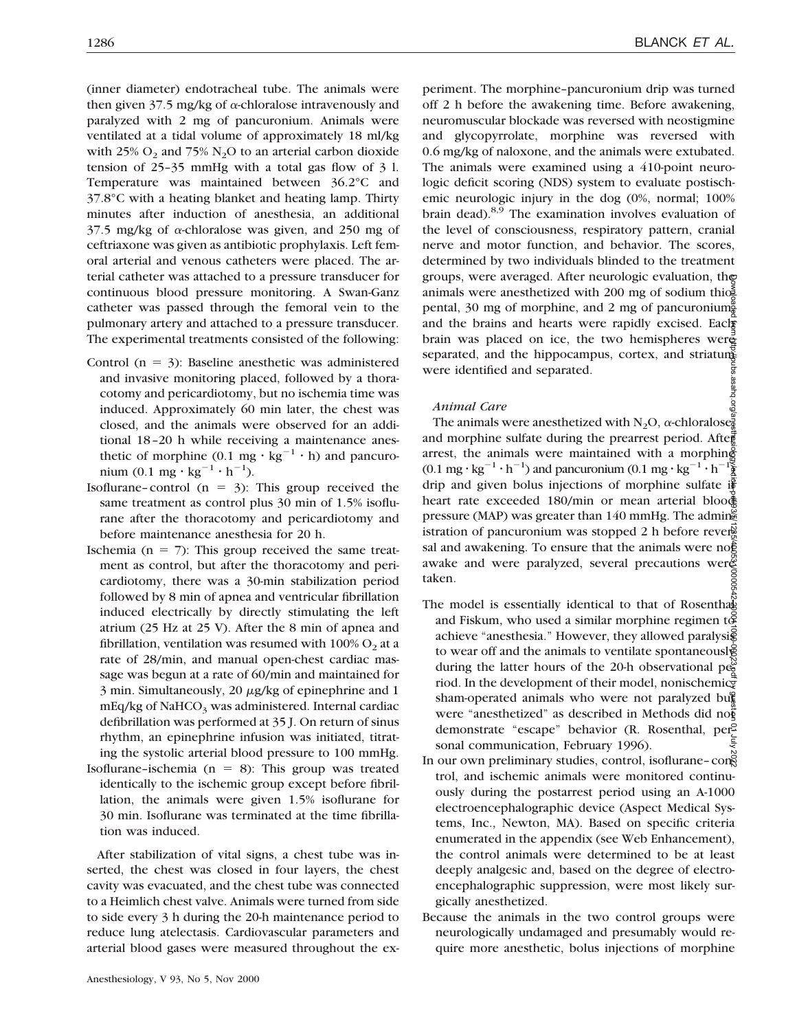(inner diameter) endotracheal tube. The animals were then given 37.5 mg/kg of α-chloralose intravenously and paralyzed with 2 mg of pancuronium. Animals were ventilated at a tidal volume of approximately 18 ml/kg with 25% $O_2$ and 75% $N_2O$ to an arterial carbon dioxide tension of 25–35 mmHg with a total gas flow of 3 l. Temperature was maintained between 36.2°C and 37.8°C with a heating blanket and heating lamp. Thirty minutes after induction of anesthesia, an additional 37.5 mg/kg of α-chloralose was given, and 250 mg of ceftriaxone was given as antibiotic prophylaxis. Left femoral arterial and venous catheters were placed. The arterial catheter was attached to a pressure transducer for continuous blood pressure monitoring. A Swan-Ganz catheter was passed through the femoral vein to the pulmonary artery and attached to a pressure transducer. The experimental treatments consisted of the following:

- Control (n = 3): Baseline anesthetic was administered and invasive monitoring placed, followed by a thoracotomy and pericardiotomy, but no ischemia time was induced. Approximately 60 min later, the chest was closed, and the animals were observed for an additional 18–20 h while receiving a maintenance anesthetic of morphine (0.1 mg · $kg^{-1}$ · h) and pancuronium (0.1 mg · $kg^{-1}$ · $h^{-1}$).
- Isoflurane–control (n = 3): This group received the same treatment as control plus 30 min of 1.5% isoflurane after the thoracotomy and pericardiotomy and before maintenance anesthesia for 20 h.
- Ischemia (n = 7): This group received the same treatment as control, but after the thoracotomy and pericardiotomy, there was a 30-min stabilization period followed by 8 min of apnea and ventricular fibrillation induced electrically by directly stimulating the left atrium (25 Hz at 25 V). After the 8 min of apnea and fibrillation, ventilation was resumed with 100% $O_2$ at a rate of 28/min, and manual open-chest cardiac massage was begun at a rate of 60/min and maintained for 3 min. Simultaneously, 20 μg/kg of epinephrine and 1 mEq/kg of $NaHCO_3$ was administered. Internal cardiac defibrillation was performed at 35 J. On return of sinus rhythm, an epinephrine infusion was initiated, titrating the systolic arterial blood pressure to 100 mmHg.
- Isoflurane–ischemia (n = 8): This group was treated identically to the ischemic group except before fibrillation, the animals were given 1.5% isoflurane for 30 min. Isoflurane was terminated at the time fibrillation was induced.

After stabilization of vital signs, a chest tube was inserted, the chest was closed in four layers, the chest cavity was evacuated, and the chest tube was connected to a Heimlich chest valve. Animals were turned from side to side every 3 h during the 20-h maintenance period to reduce lung atelectasis. Cardiovascular parameters and arterial blood gases were measured throughout the experiment. The morphine–pancuronium drip was turned off 2 h before the awakening time. Before awakening, neuromuscular blockade was reversed with neostigmine and glycopyrrolate, morphine was reversed with 0.6 mg/kg of naloxone, and the animals were extubated. The animals were examined using a 410-point neurologic deficit scoring (NDS) system to evaluate postischemic neurologic injury in the dog (0%, normal; 100% brain dead).[8,9] The examination involves evaluation of the level of consciousness, respiratory pattern, cranial nerve and motor function, and behavior. The scores, determined by two individuals blinded to the treatment groups, were averaged. After neurologic evaluation, the animals were anesthetized with 200 mg of sodium thiopental, 30 mg of morphine, and 2 mg of pancuronium, and the brains and hearts were rapidly excised. Each brain was placed on ice, the two hemispheres were separated, and the hippocampus, cortex, and striatum were identified and separated.

### *Animal Care*

The animals were anesthetized with $N_2O$, α-chloralose, and morphine sulfate during the prearrest period. After arrest, the animals were maintained with a morphine (0.1 mg · $kg^{-1}$ · $h^{-1}$) and pancuronium (0.1 mg · $kg^{-1}$ · $h^{-1}$) drip and given bolus injections of morphine sulfate if heart rate exceeded 180/min or mean arterial blood pressure (MAP) was greater than 140 mmHg. The administration of pancuronium was stopped 2 h before reversal and awakening. To ensure that the animals were not awake and were paralyzed, several precautions were taken.

The model is essentially identical to that of Rosenthal and Fiskum, who used a similar morphine regimen to achieve "anesthesia." However, they allowed paralysis to wear off and the animals to ventilate spontaneously during the latter hours of the 20-h observational period. In the development of their model, nonischemic sham-operated animals who were not paralyzed but were "anesthetized" as described in Methods did not demonstrate "escape" behavior (R. Rosenthal, personal communication, February 1996).

In our own preliminary studies, control, isoflurane–control, and ischemic animals were monitored continuously during the postarrest period using an A-1000 electroencephalographic device (Aspect Medical Systems, Inc., Newton, MA). Based on specific criteria enumerated in the appendix (see Web Enhancement), the control animals were determined to be at least deeply analgesic and, based on the degree of electroencephalographic suppression, were most likely surgically anesthetized.

Because the animals in the two control groups were neurologically undamaged and presumably would require more anesthetic, bolus injections of morphine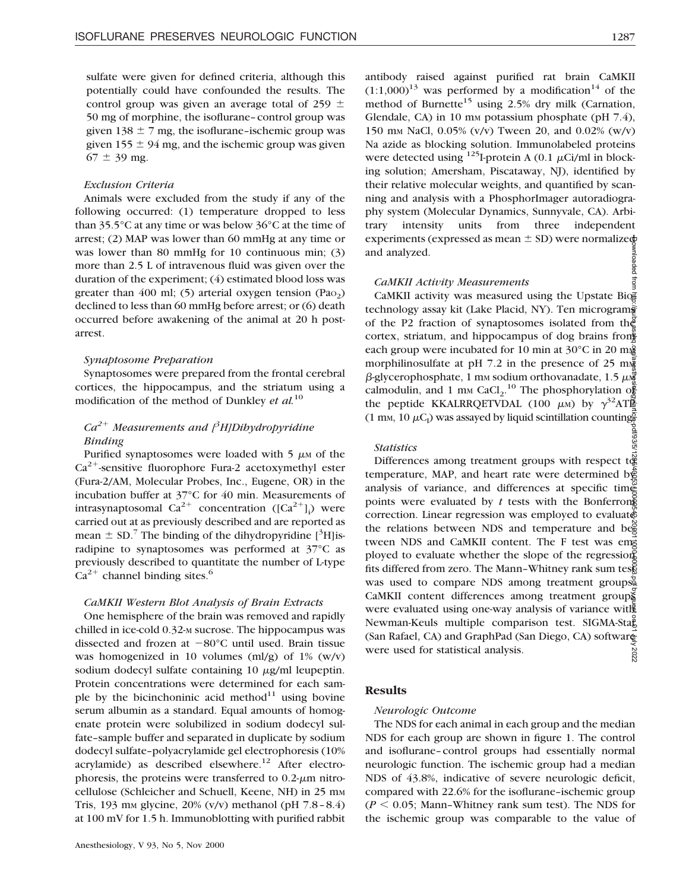sulfate were given for defined criteria, although this potentially could have confounded the results. The control group was given an average total of 259 ± 50 mg of morphine, the isoflurane–control group was given 138 ± 7 mg, the isoflurane–ischemic group was given 155 ± 94 mg, and the ischemic group was given 67 ± 39 mg.

### *Exclusion Criteria*

Animals were excluded from the study if any of the following occurred: (1) temperature dropped to less than 35.5°C at any time or was below 36°C at the time of arrest; (2) MAP was lower than 60 mmHg at any time or was lower than 80 mmHg for 10 continuous min; (3) more than 2.5 L of intravenous fluid was given over the duration of the experiment; (4) estimated blood loss was greater than 400 ml; (5) arterial oxygen tension ($Pa_{O_2}$) declined to less than 60 mmHg before arrest; or (6) death occurred before awakening of the animal at 20 h postarrest.

### *Synaptosome Preparation*

Synaptosomes were prepared from the frontal cerebral cortices, the hippocampus, and the striatum using a modification of the method of Dunkley *et al.*[10]

### *$Ca^{2+}$ Measurements and [$^3$H]Dihydropyridine Binding*

Purified synaptosomes were loaded with 5 μM of the $Ca^{2+}$-sensitive fluorophore Fura-2 acetoxymethyl ester (Fura-2/AM, Molecular Probes, Inc., Eugene, OR) in the incubation buffer at 37°C for 40 min. Measurements of intrasynaptosomal $Ca^{2+}$ concentration ($[Ca^{2+}]_i$) were carried out at as previously described and are reported as mean ± SD.[7] The binding of the dihydropyridine [$^3$H]isradipine to synaptosomes was performed at 37°C as previously described to quantitate the number of L-type $Ca^{2+}$ channel binding sites.[6]

### *CaMKII Western Blot Analysis of Brain Extracts*

One hemisphere of the brain was removed and rapidly chilled in ice-cold 0.32-M sucrose. The hippocampus was dissected and frozen at −80°C until used. Brain tissue was homogenized in 10 volumes (ml/g) of 1% (w/v) sodium dodecyl sulfate containing 10 μg/ml leupeptin. Protein concentrations were determined for each sample by the bicinchoninic acid method[11] using bovine serum albumin as a standard. Equal amounts of homogenate protein were solubilized in sodium dodecyl sulfate–sample buffer and separated in duplicate by sodium dodecyl sulfate–polyacrylamide gel electrophoresis (10% acrylamide) as described elsewhere.[12] After electrophoresis, the proteins were transferred to 0.2-μm nitrocellulose (Schleicher and Schuell, Keene, NH) in 25 mM Tris, 193 mM glycine, 20% (v/v) methanol (pH 7.8–8.4) at 100 mV for 1.5 h. Immunoblotting with purified rabbit antibody raised against purified rat brain CaMKII (1:1,000)[13] was performed by a modification[14] of the method of Burnette[15] using 2.5% dry milk (Carnation, Glendale, CA) in 10 mM potassium phosphate (pH 7.4), 150 mM NaCl, 0.05% (v/v) Tween 20, and 0.02% (w/v) Na azide as blocking solution. Immunolabeled proteins were detected using $^{125}$I-protein A (0.1 μCi/ml in blocking solution; Amersham, Piscataway, NJ), identified by their relative molecular weights, and quantified by scanning and analysis with a PhosphorImager autoradiography system (Molecular Dynamics, Sunnyvale, CA). Arbitrary intensity units from three independent experiments (expressed as mean ± SD) were normalized and analyzed.

### *CaMKII Activity Measurements*

CaMKII activity was measured using the Upstate Biotechnology assay kit (Lake Placid, NY). Ten micrograms of the P2 fraction of synaptosomes isolated from the cortex, striatum, and hippocampus of dog brains from each group were incubated for 10 min at 30°C in 20 mM morphilinosulfate at pH 7.2 in the presence of 25 mM β-glycerophosphate, 1 mM sodium orthovanadate, 1.5 μM calmodulin, and 1 mM $CaCl_2$.[10] The phosphorylation of the peptide KKALRRQETVDAL (100 μM) by $\gamma^{32}$ATP (1 mM, 10 μCi) was assayed by liquid scintillation counting.

### *Statistics*

Differences among treatment groups with respect to temperature, MAP, and heart rate were determined by analysis of variance, and differences at specific time points were evaluated by *t* tests with the Bonferroni correction. Linear regression was employed to evaluate the relations between NDS and temperature and between NDS and CaMKII content. The F test was employed to evaluate whether the slope of the regression fits differed from zero. The Mann–Whitney rank sum test was used to compare NDS among treatment groups. CaMKII content differences among treatment groups were evaluated using one-way analysis of variance with Newman-Keuls multiple comparison test. SIGMA-Stat (San Rafael, CA) and GraphPad (San Diego, CA) software were used for statistical analysis.

## Results

### *Neurologic Outcome*

The NDS for each animal in each group and the median NDS for each group are shown in figure 1. The control and isoflurane–control groups had essentially normal neurologic function. The ischemic group had a median NDS of 43.8%, indicative of severe neurologic deficit, compared with 22.6% for the isoflurane–ischemic group ($P < 0.05$; Mann–Whitney rank sum test). The NDS for the ischemic group was comparable to the value of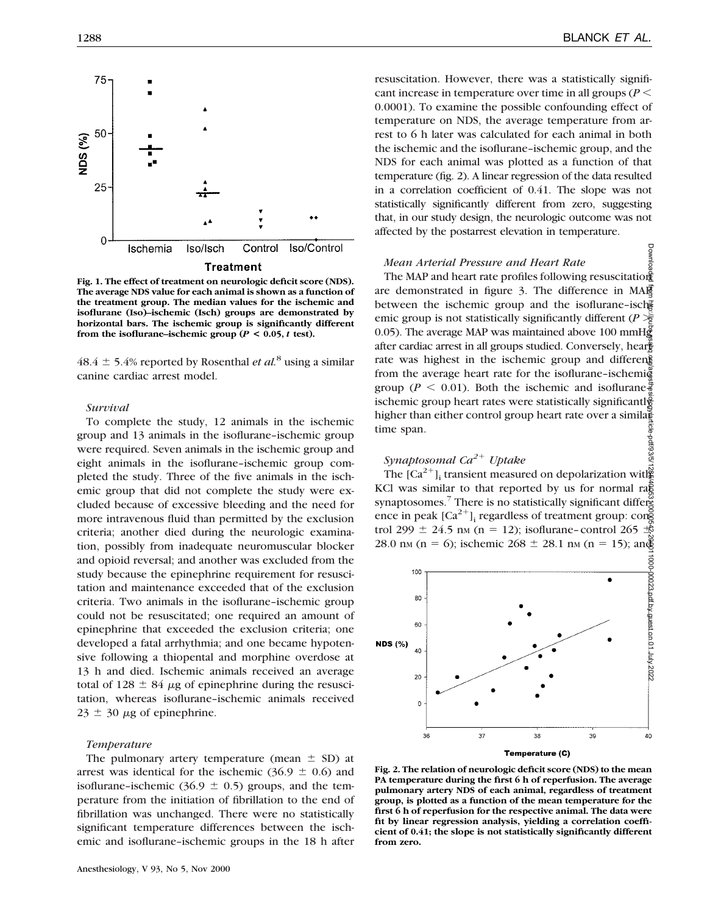Fig. 1. The effect of treatment on neurologic deficit score (NDS). The average NDS value for each animal is shown as a function of the treatment group. The median values for the ischemic and isoflurane (Iso)–ischemic (Isch) groups are demonstrated by horizontal bars. The ischemic group is significantly different from the isoflurane–ischemic group ($P < 0.05$, *t* test).

48.4 ± 5.4% reported by Rosenthal *et al.*[8] using a similar canine cardiac arrest model.

### *Survival*

To complete the study, 12 animals in the ischemic group and 13 animals in the isoflurane–ischemic group were required. Seven animals in the ischemic group and eight animals in the isoflurane–ischemic group completed the study. Three of the five animals in the ischemic group that did not complete the study were excluded because of excessive bleeding and the need for more intravenous fluid than permitted by the exclusion criteria; another died during the neurologic examination, possibly from inadequate neuromuscular blocker and opioid reversal; and another was excluded from the study because the epinephrine requirement for resuscitation and maintenance exceeded that of the exclusion criteria. Two animals in the isoflurane–ischemic group could not be resuscitated; one required an amount of epinephrine that exceeded the exclusion criteria; one developed a fatal arrhythmia; and one became hypotensive following a thiopental and morphine overdose at 13 h and died. Ischemic animals received an average total of 128 ± 84 $\mu$g of epinephrine during the resuscitation, whereas isoflurane–ischemic animals received 23 ± 30 $\mu$g of epinephrine.

### *Temperature*

The pulmonary artery temperature (mean ± SD) at arrest was identical for the ischemic (36.9 ± 0.6) and isoflurane–ischemic (36.9 ± 0.5) groups, and the temperature from the initiation of fibrillation to the end of fibrillation was unchanged. There were no statistically significant temperature differences between the ischemic and isoflurane–ischemic groups in the 18 h after resuscitation. However, there was a statistically significant increase in temperature over time in all groups ($P < 0.0001$). To examine the possible confounding effect of temperature on NDS, the average temperature from arrest to 6 h later was calculated for each animal in both the ischemic and the isoflurane–ischemic group, and the NDS for each animal was plotted as a function of that temperature (fig. 2). A linear regression of the data resulted in a correlation coefficient of 0.41. The slope was not statistically significantly different from zero, suggesting that, in our study design, the neurologic outcome was not affected by the postarrest elevation in temperature.

### *Mean Arterial Pressure and Heart Rate*

The MAP and heart rate profiles following resuscitation are demonstrated in figure 3. The difference in MAP between the ischemic group and the isoflurane–ischemic group is not statistically significantly different ($P > 0.05$). The average MAP was maintained above 100 mmHg after cardiac arrest in all groups studied. Conversely, heart rate was highest in the ischemic group and different from the average heart rate for the isoflurane–ischemic group ($P < 0.01$). Both the ischemic and isoflurane–ischemic group heart rates were statistically significantly higher than either control group heart rate over a similar time span.

### *Synaptosomal $Ca^{2+}$ Uptake*

The $[Ca^{2+}]_i$ transient measured on depolarization with KCl was similar to that reported by us for normal rat synaptosomes.[7] There is no statistically significant difference in peak $[Ca^{2+}]_i$ regardless of treatment group: control 299 ± 24.5 nM (n = 12); isoflurane–control 265 ± 28.0 nM (n = 6); ischemic 268 ± 28.1 nM (n = 15); and

Fig. 2. The relation of neurologic deficit score (NDS) to the mean PA temperature during the first 6 h of reperfusion. The average pulmonary artery NDS of each animal, regardless of treatment group, is plotted as a function of the mean temperature for the first 6 h of reperfusion for the respective animal. The data were fit by linear regression analysis, yielding a correlation coefficient of 0.41; the slope is not statistically significantly different from zero.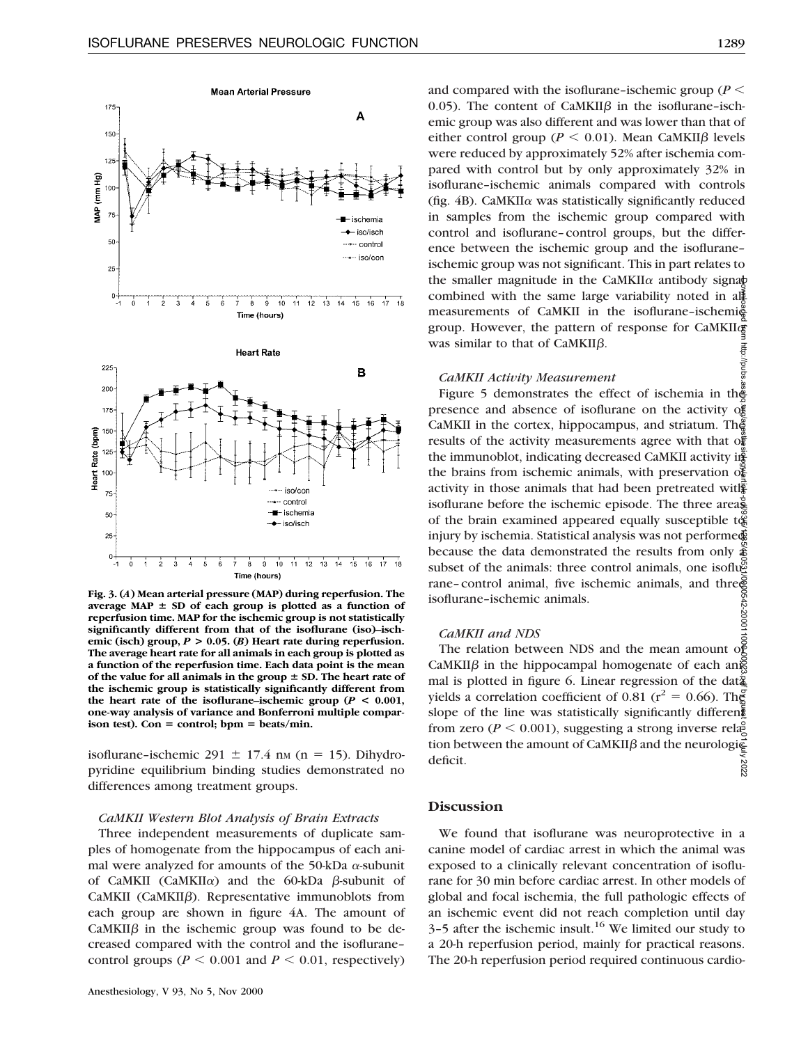Fig. 3. (*A*) Mean arterial pressure (MAP) during reperfusion. The average MAP ± SD of each group is plotted as a function of reperfusion time. MAP for the ischemic group is not statistically significantly different from that of the isoflurane (iso)–ischemic (isch) group, $P > 0.05$. (*B*) Heart rate during reperfusion. The average heart rate for all animals in each group is plotted as a function of the reperfusion time. Each data point is the mean of the value for all animals in the group ± SD. The heart rate of the ischemic group is statistically significantly different from the heart rate of the isoflurane–ischemic group ($P < 0.001$, one-way analysis of variance and Bonferroni multiple comparison test). Con = control; bpm = beats/min.

isoflurane–ischemic 291 ± 17.4 nM (n = 15). Dihydropyridine equilibrium binding studies demonstrated no differences among treatment groups.

### *CaMKII Western Blot Analysis of Brain Extracts*

Three independent measurements of duplicate samples of homogenate from the hippocampus of each animal were analyzed for amounts of the 50-kDa α-subunit of CaMKII (CaMKIIα) and the 60-kDa β-subunit of CaMKII (CaMKIIβ). Representative immunoblots from each group are shown in figure 4A. The amount of CaMKIIβ in the ischemic group was found to be decreased compared with the control and the isoflurane–control groups ($P < 0.001$ and $P < 0.01$, respectively) and compared with the isoflurane–ischemic group ($P < 0.05$). The content of CaMKIIβ in the isoflurane–ischemic group was also different and was lower than that of either control group ($P < 0.01$). Mean CaMKIIβ levels were reduced by approximately 52% after ischemia compared with control but by only approximately 32% in isoflurane–ischemic animals compared with controls (fig. 4B). CaMKIIα was statistically significantly reduced in samples from the ischemic group compared with control and isoflurane–control groups, but the difference between the ischemic group and the isoflurane–ischemic group was not significant. This in part relates to the smaller magnitude in the CaMKIIα antibody signal combined with the same large variability noted in all measurements of CaMKII in the isoflurane–ischemic group. However, the pattern of response for CaMKIIα was similar to that of CaMKIIβ.

### *CaMKII Activity Measurement*

Figure 5 demonstrates the effect of ischemia in the presence and absence of isoflurane on the activity of CaMKII in the cortex, hippocampus, and striatum. The results of the activity measurements agree with that of the immunoblot, indicating decreased CaMKII activity in the brains from ischemic animals, with preservation of activity in those animals that had been pretreated with isoflurane before the ischemic episode. The three areas of the brain examined appeared equally susceptible to injury by ischemia. Statistical analysis was not performed because the data demonstrated the results from only a subset of the animals: three control animals, one isoflurane–control animal, five ischemic animals, and three isoflurane–ischemic animals.

### *CaMKII and NDS*

The relation between NDS and the mean amount of CaMKIIβ in the hippocampal homogenate of each animal is plotted in figure 6. Linear regression of the data yields a correlation coefficient of 0.81 ($r^2 = 0.66$). The slope of the line was statistically significantly different from zero ($P < 0.001$), suggesting a strong inverse relation between the amount of CaMKIIβ and the neurologic deficit.

## Discussion

We found that isoflurane was neuroprotective in a canine model of cardiac arrest in which the animal was exposed to a clinically relevant concentration of isoflurane for 30 min before cardiac arrest. In other models of global and focal ischemia, the full pathologic effects of an ischemic event did not reach completion until day 3–5 after the ischemic insult.[16] We limited our study to a 20-h reperfusion period, mainly for practical reasons. The 20-h reperfusion period required continuous cardio-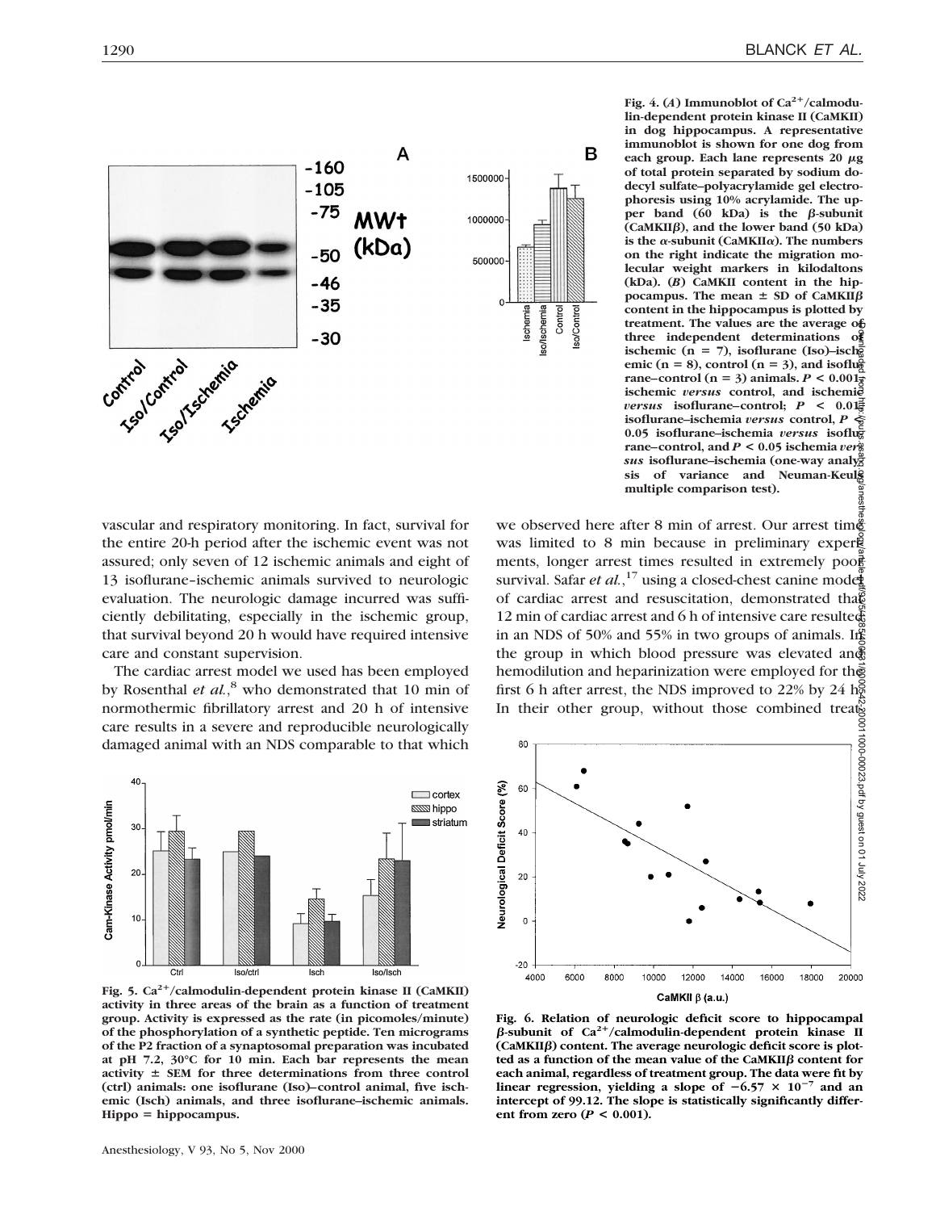**Fig. 4. (A) Immunoblot of $Ca^{2+}$/calmodulin-dependent protein kinase II (CaMKII) in dog hippocampus. A representative immunoblot is shown for one dog from each group. Each lane represents 20 $\mu$g of total protein separated by sodium dodecyl sulfate–polyacrylamide gel electrophoresis using 10% acrylamide. The upper band (60 kDa) is the $\beta$-subunit (CaMKII$\beta$), and the lower band (50 kDa) is the $\alpha$-subunit (CaMKII$\alpha$). The numbers on the right indicate the migration molecular weight markers in kilodaltons (kDa). (B) CaMKII content in the hippocampus. The mean ± SD of CaMKII$\beta$ content in the hippocampus is plotted by treatment. The values are the average of three independent determinations of ischemic ($n = 7$), isoflurane (Iso)–ischemic ($n = 8$), control ($n = 3$), and isoflurane–control ($n = 3$) animals. $P < 0.001$, ischemic *versus* control, and ischemic *versus* isoflurane–control; $P < 0.01$, isoflurane–ischemia *versus* control, $P < 0.05$ isoflurane–ischemia *versus* isoflurane–control, and $P < 0.05$ ischemia *versus* isoflurane–ischemia (one-way analysis of variance and Neuman-Keuls multiple comparison test).**

vascular and respiratory monitoring. In fact, survival for the entire 20-h period after the ischemic event was not assured; only seven of 12 ischemic animals and eight of 13 isoflurane–ischemic animals survived to neurologic evaluation. The neurologic damage incurred was sufficiently debilitating, especially in the ischemic group, that survival beyond 20 h would have required intensive care and constant supervision.

The cardiac arrest model we used has been employed by Rosenthal *et al.*,[8] who demonstrated that 10 min of normothermic fibrillatory arrest and 20 h of intensive care results in a severe and reproducible neurologically damaged animal with an NDS comparable to that which we observed here after 8 min of arrest. Our arrest time was limited to 8 min because in preliminary experiments, longer arrest times resulted in extremely poor survival. Safar *et al.*,[17] using a closed-chest canine model of cardiac arrest and resuscitation, demonstrated that 12 min of cardiac arrest and 6 h of intensive care resulted in an NDS of 50% and 55% in two groups of animals. In the group in which blood pressure was elevated and hemodilution and heparinization were employed for the first 6 h after arrest, the NDS improved to 22% by 24 h. In their other group, without those combined treat-

**Fig. 5. $Ca^{2+}$/calmodulin-dependent protein kinase II (CaMKII) activity in three areas of the brain as a function of treatment group. Activity is expressed as the rate (in picomoles/minute) of the phosphorylation of a synthetic peptide. Ten micrograms of the P2 fraction of a synaptosomal preparation was incubated at pH 7.2, 30°C for 10 min. Each bar represents the mean activity ± SEM for three determinations from three control (ctrl) animals: one isoflurane (Iso)–control animal, five ischemic (Isch) animals, and three isoflurane–ischemic animals. Hippo = hippocampus.**

**Fig. 6. Relation of neurologic deficit score to hippocampal $\beta$-subunit of $Ca^{2+}$/calmodulin-dependent protein kinase II (CaMKII$\beta$) content. The average neurologic deficit score is plotted as a function of the mean value of the CaMKII$\beta$ content for each animal, regardless of treatment group. The data were fit by linear regression, yielding a slope of $-6.57 \times 10^{-7}$ and an intercept of 99.12. The slope is statistically significantly different from zero ($P < 0.001$).**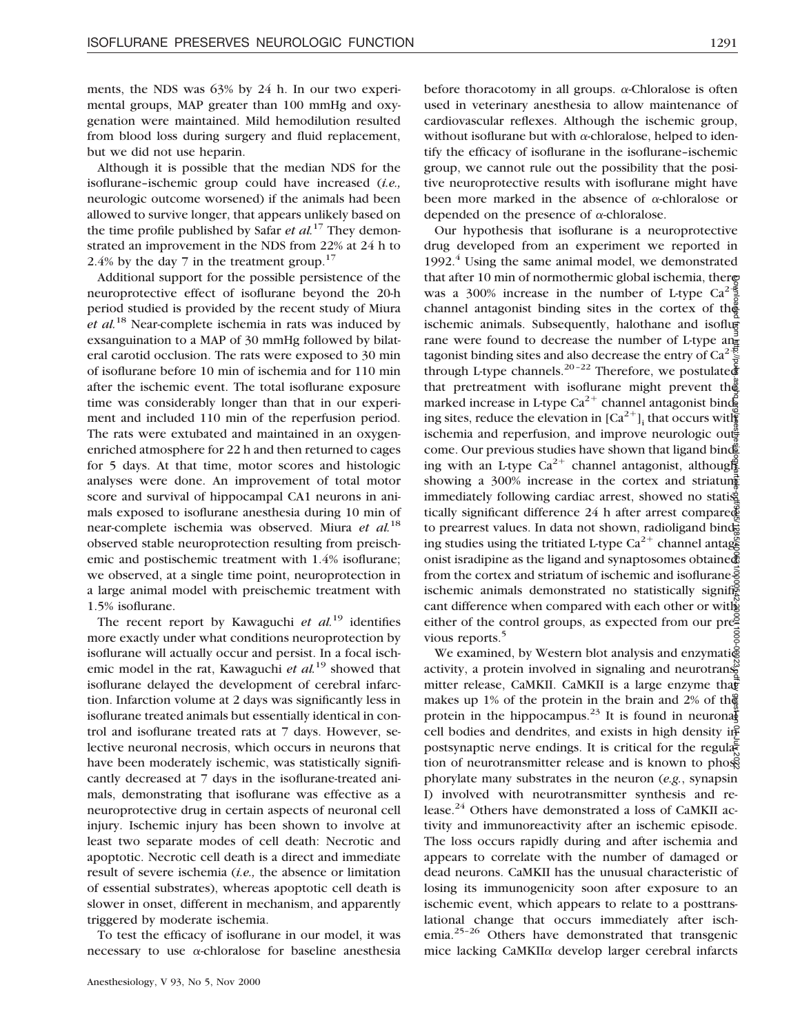ments, the NDS was 63% by 24 h. In our two experimental groups, MAP greater than 100 mmHg and oxygenation were maintained. Mild hemodilution resulted from blood loss during surgery and fluid replacement, but we did not use heparin.

Although it is possible that the median NDS for the isoflurane–ischemic group could have increased (*i.e.,* neurologic outcome worsened) if the animals had been allowed to survive longer, that appears unlikely based on the time profile published by Safar *et al.*[17] They demonstrated an improvement in the NDS from 22% at 24 h to 2.4% by the day 7 in the treatment group.[17]

Additional support for the possible persistence of the neuroprotective effect of isoflurane beyond the 20-h period studied is provided by the recent study of Miura *et al.*[18] Near-complete ischemia in rats was induced by exsanguination to a MAP of 30 mmHg followed by bilateral carotid occlusion. The rats were exposed to 30 min of isoflurane before 10 min of ischemia and for 110 min after the ischemic event. The total isoflurane exposure time was considerably longer than that in our experiment and included 110 min of the reperfusion period. The rats were extubated and maintained in an oxygen-enriched atmosphere for 22 h and then returned to cages for 5 days. At that time, motor scores and histologic analyses were done. An improvement of total motor score and survival of hippocampal CA1 neurons in animals exposed to isoflurane anesthesia during 10 min of near-complete ischemia was observed. Miura *et al.*[18] observed stable neuroprotection resulting from preischemic and postischemic treatment with 1.4% isoflurane; we observed, at a single time point, neuroprotection in a large animal model with preischemic treatment with 1.5% isoflurane.

The recent report by Kawaguchi *et al.*[19] identifies more exactly under what conditions neuroprotection by isoflurane will actually occur and persist. In a focal ischemic model in the rat, Kawaguchi *et al.*[19] showed that isoflurane delayed the development of cerebral infarction. Infarction volume at 2 days was significantly less in isoflurane treated animals but essentially identical in control and isoflurane treated rats at 7 days. However, selective neuronal necrosis, which occurs in neurons that have been moderately ischemic, was statistically significantly decreased at 7 days in the isoflurane-treated animals, demonstrating that isoflurane was effective as a neuroprotective drug in certain aspects of neuronal cell injury. Ischemic injury has been shown to involve at least two separate modes of cell death: Necrotic and apoptotic. Necrotic cell death is a direct and immediate result of severe ischemia (*i.e.,* the absence or limitation of essential substrates), whereas apoptotic cell death is slower in onset, different in mechanism, and apparently triggered by moderate ischemia.

To test the efficacy of isoflurane in our model, it was necessary to use α-chloralose for baseline anesthesia before thoracotomy in all groups. α-Chloralose is often used in veterinary anesthesia to allow maintenance of cardiovascular reflexes. Although the ischemic group, without isoflurane but with α-chloralose, helped to identify the efficacy of isoflurane in the isoflurane–ischemic group, we cannot rule out the possibility that the positive neuroprotective results with isoflurane might have been more marked in the absence of α-chloralose or depended on the presence of α-chloralose.

Our hypothesis that isoflurane is a neuroprotective drug developed from an experiment we reported in 1992.[4] Using the same animal model, we demonstrated that after 10 min of normothermic global ischemia, there was a 300% increase in the number of L-type $Ca^{2+}$ channel antagonist binding sites in the cortex of the ischemic animals. Subsequently, halothane and isoflurane were found to decrease the number of L-type antagonist binding sites and also decrease the entry of $Ca^{2+}$ through L-type channels.[20–22] Therefore, we postulated that pretreatment with isoflurane might prevent the marked increase in L-type $Ca^{2+}$ channel antagonist binding sites, reduce the elevation in $[Ca^{2+}]_i$ that occurs with ischemia and reperfusion, and improve neurologic outcome. Our previous studies have shown that ligand binding with an L-type $Ca^{2+}$ channel antagonist, although showing a 300% increase in the cortex and striatum immediately following cardiac arrest, showed no statistically significant difference 24 h after arrest compared to prearrest values. In data not shown, radioligand binding studies using the tritiated L-type $Ca^{2+}$ channel antagonist isradipine as the ligand and synaptosomes obtained from the cortex and striatum of ischemic and isoflurane–ischemic animals demonstrated no statistically significant difference when compared with each other or with either of the control groups, as expected from our previous reports.[5]

We examined, by Western blot analysis and enzymatic activity, a protein involved in signaling and neurotransmitter release, CaMKII. CaMKII is a large enzyme that makes up 1% of the protein in the brain and 2% of the protein in the hippocampus.[23] It is found in neuronal cell bodies and dendrites, and exists in high density in postsynaptic nerve endings. It is critical for the regulation of neurotransmitter release and is known to phosphorylate many substrates in the neuron (*e.g.*, synapsin I) involved with neurotransmitter synthesis and release.[24] Others have demonstrated a loss of CaMKII activity and immunoreactivity after an ischemic episode. The loss occurs rapidly during and after ischemia and appears to correlate with the number of damaged or dead neurons. CaMKII has the unusual characteristic of losing its immunogenicity soon after exposure to an ischemic event, which appears to relate to a posttranslational change that occurs immediately after ischemia.[25–26] Others have demonstrated that transgenic mice lacking CaMKIIα develop larger cerebral infarcts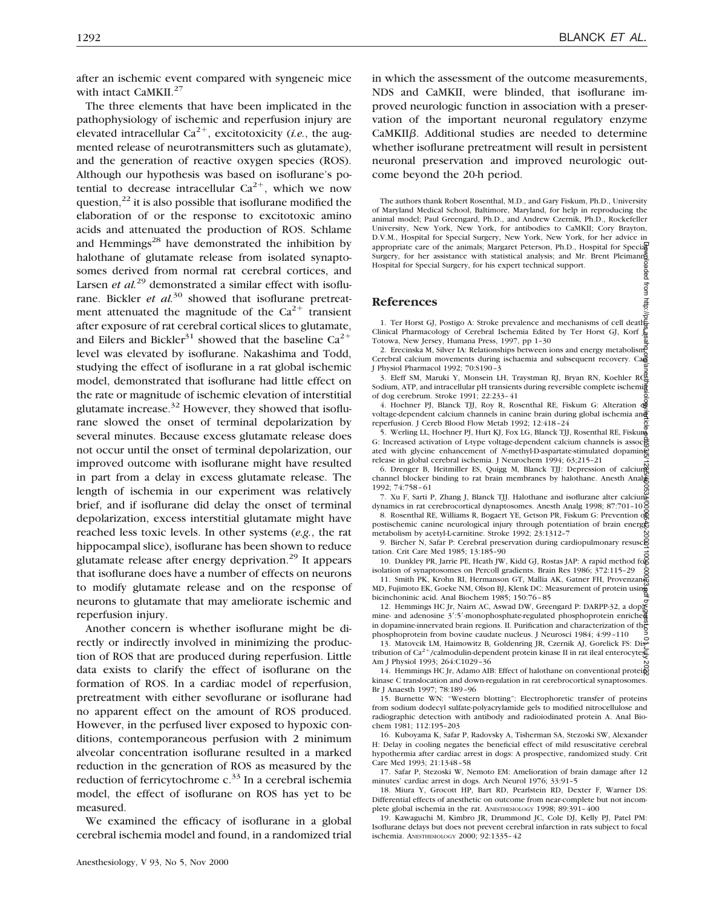after an ischemic event compared with syngeneic mice with intact CaMKII.[27]

The three elements that have been implicated in the pathophysiology of ischemic and reperfusion injury are elevated intracellular $Ca^{2+}$, excitotoxicity (*i.e.*, the augmented release of neurotransmitters such as glutamate), and the generation of reactive oxygen species (ROS). Although our hypothesis was based on isoflurane's potential to decrease intracellular $Ca^{2+}$, which we now question,[22] it is also possible that isoflurane modified the elaboration of or the response to excitotoxic amino acids and attenuated the production of ROS. Schlame and Hemmings[28] have demonstrated the inhibition by halothane of glutamate release from isolated synaptosomes derived from normal rat cerebral cortices, and Larsen *et al.*[29] demonstrated a similar effect with isoflurane. Bickler *et al.*[30] showed that isoflurane pretreatment attenuated the magnitude of the $Ca^{2+}$ transient after exposure of rat cerebral cortical slices to glutamate, and Eilers and Bickler[31] showed that the baseline $Ca^{2+}$ level was elevated by isoflurane. Nakashima and Todd, studying the effect of isoflurane in a rat global ischemic model, demonstrated that isoflurane had little effect on the rate or magnitude of ischemic elevation of interstitial glutamate increase.[32] However, they showed that isoflurane slowed the onset of terminal depolarization by several minutes. Because excess glutamate release does not occur until the onset of terminal depolarization, our improved outcome with isoflurane might have resulted in part from a delay in excess glutamate release. The length of ischemia in our experiment was relatively brief, and if isoflurane did delay the onset of terminal depolarization, excess interstitial glutamate might have reached less toxic levels. In other systems (*e.g.*, the rat hippocampal slice), isoflurane has been shown to reduce glutamate release after energy deprivation.[29] It appears that isoflurane does have a number of effects on neurons to modify glutamate release and on the response of neurons to glutamate that may ameliorate ischemic and reperfusion injury.

Another concern is whether isoflurane might be directly or indirectly involved in minimizing the production of ROS that are produced during reperfusion. Little data exists to clarify the effect of isoflurane on the formation of ROS. In a cardiac model of reperfusion, pretreatment with either sevoflurane or isoflurane had no apparent effect on the amount of ROS produced. However, in the perfused liver exposed to hypoxic conditions, contemporaneous perfusion with 2 minimum alveolar concentration isoflurane resulted in a marked reduction in the generation of ROS as measured by the reduction of ferricytochrome c.[33] In a cerebral ischemia model, the effect of isoflurane on ROS has yet to be measured.

We examined the efficacy of isoflurane in a global cerebral ischemia model and found, in a randomized trial in which the assessment of the outcome measurements, NDS and CaMKII, were blinded, that isoflurane improved neurologic function in association with a preservation of the important neuronal regulatory enzyme CaMKIIβ. Additional studies are needed to determine whether isoflurane pretreatment will result in persistent neuronal preservation and improved neurologic outcome beyond the 20-h period.

The authors thank Robert Rosenthal, M.D., and Gary Fiskum, Ph.D., University of Maryland Medical School, Baltimore, Maryland, for help in reproducing the animal model; Paul Greengard, Ph.D., and Andrew Czernik, Ph.D., Rockefeller University, New York, New York, for antibodies to CaMKII; Cory Brayton, D.V.M., Hospital for Special Surgery, New York, New York, for her advice in appropriate care of the animals; Margaret Peterson, Ph.D., Hospital for Special Surgery, for her assistance with statistical analysis; and Mr. Brent Pleimann, Hospital for Special Surgery, for his expert technical support.

## References

1. Ter Horst GJ, Postigo A: Stroke prevalence and mechanisms of cell death, Clinical Pharmacology of Cerebral Ischemia Edited by Ter Horst GJ, Korf J. Totowa, New Jersey, Humana Press, 1997, pp 1–30
2. Erecinska M, Silver IA: Relationships between ions and energy metabolism: Cerebral calcium movements during ischaemia and subsequent recovery. Can J Physiol Pharmacol 1992; 70:S190–3
3. Eleff SM, Maruki Y, Monsein LH, Traystman RJ, Bryan RN, Koehler RC: Sodium, ATP, and intracellular pH transients during reversible complete ischemia of dog cerebrum. Stroke 1991; 22:233–41
4. Hoehner PJ, Blanck TJJ, Roy R, Rosenthal RE, Fiskum G: Alteration of voltage-dependent calcium channels in canine brain during global ischemia and reperfusion. J Cereb Blood Flow Metab 1992; 12:418–24
5. Werling LL, Hoehner PJ, Hurt KJ, Fox LG, Blanck TJJ, Rosenthal RE, Fiskum G: Increased activation of L-type voltage-dependent calcium channels is associated with glycine enhancement of *N*-methyl-D-aspartate-stimulated dopamine release in global cerebral ischemia. J Neurochem 1994; 63;215–21
6. Drenger B, Heitmiller ES, Quigg M, Blanck TJJ: Depression of calcium channel blocker binding to rat brain membranes by halothane. Anesth Analg 1992; 74:758–61
7. Xu F, Sarti P, Zhang J, Blanck TJJ. Halothane and isoflurane alter calcium dynamics in rat cerebrocortical dynaptosomes. Anesth Analg 1998; 87:701–10
8. Rosenthal RE, Williams R, Bogaert YE, Getson PR, Fiskum G: Prevention of postischemic canine neurological injury through potentiation of brain energy metabolism by acetyl-L-carnitine. Stroke 1992; 23:1312–7
9. Bircher N, Safar P: Cerebral preservation during cardiopulmonary resuscitation. Crit Care Med 1985; 13:185–90
10. Dunkley PR, Jarrie PE, Heath JW, Kidd GJ, Rostas JAP: A rapid method for isolation of synaptosomes on Percoll gradients. Brain Res 1986; 372:115–29
11. Smith PK, Krohn RI, Hermanson GT, Mallia AK, Gatner FH, Provenzano MD, Fujimoto EK, Goeke NM, Olson BJ, Klenk DC: Measurement of protein using bicinchoninic acid. Anal Biochem 1985; 150:76–85
12. Hemmings HC Jr, Nairn AC, Aswad DW, Greengard P: DARPP-32, a dopamine- and adenosine 3′:5′-monophosphate-regulated phosphoprotein enriched in dopamine-innervated brain regions. II. Purification and characterization of the phosphoprotein from bovine caudate nucleus. J Neurosci 1984; 4:99–110
13. Matovcik LM, Haimowitz B, Goldenring JR, Czernik AJ, Gorelick FS: Distribution of $Ca^{2+}$/calmodulin-dependent protein kinase II in rat ileal enterocytes. Am J Physiol 1993; 264:C1029–36
14. Hemmings HC Jr, Adamo AIB: Effect of halothane on conventional protein kinase C translocation and down-regulation in rat cerebrocortical synaptosomes. Br J Anaesth 1997; 78:189–96
15. Burnette WN: "Western blotting": Electrophoretic transfer of proteins from sodium dodecyl sulfate-polyacrylamide gels to modified nitrocellulose and radiographic detection with antibody and radioiodinated protein A. Anal Biochem 1981; 112:195–203
16. Kuboyama K, Safar P, Radovsky A, Tisherman SA, Stezoski SW, Alexander H: Delay in cooling negates the beneficial effect of mild resuscitative cerebral hypothermia after cardiac arrest in dogs: A prospective, randomized study. Crit Care Med 1993; 21:1348–58
17. Safar P, Stezoski W, Nemoto EM: Amelioration of brain damage after 12 minutes' cardiac arrest in dogs. Arch Neurol 1976; 33:91–5
18. Miura Y, Grocott HP, Bart RD, Pearlstein RD, Dexter F, Warner DS: Differential effects of anesthetic on outcome from near-complete but not incomplete global ischemia in the rat. ANESTHESIOLOGY 1998; 89:391–400
19. Kawaguchi M, Kimbro JR, Drummond JC, Cole DJ, Kelly PJ, Patel PM: Isoflurane delays but does not prevent cerebral infarction in rats subject to focal ischemia. ANESTHESIOLOGY 2000; 92:1335–42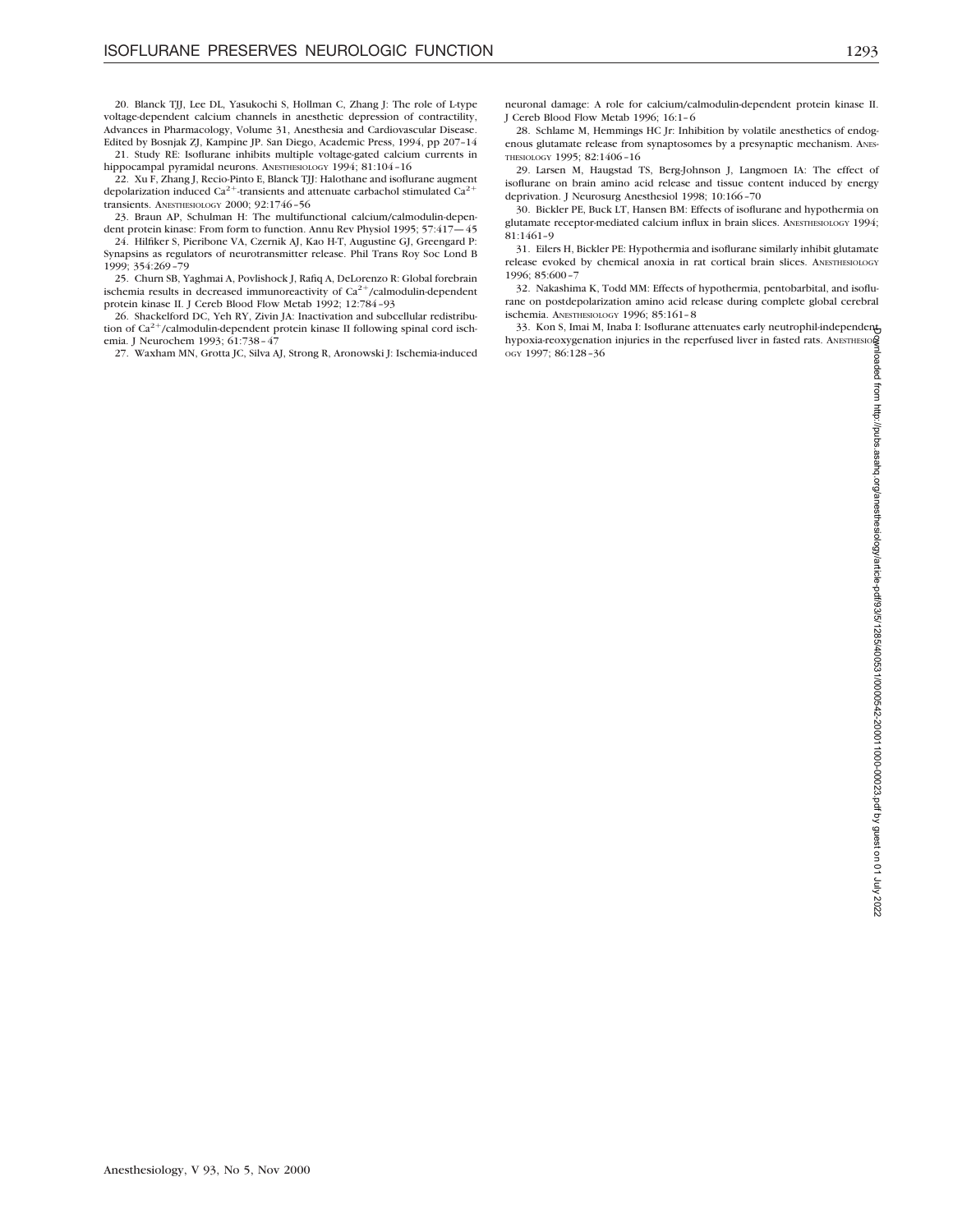20. Blanck TJJ, Lee DL, Yasukochi S, Hollman C, Zhang J: The role of L-type voltage-dependent calcium channels in anesthetic depression of contractility, Advances in Pharmacology, Volume 31, Anesthesia and Cardiovascular Disease. Edited by Bosnjak ZJ, Kampine JP. San Diego, Academic Press, 1994, pp 207–14

21. Study RE: Isoflurane inhibits multiple voltage-gated calcium currents in hippocampal pyramidal neurons. ANESTHESIOLOGY 1994; 81:104–16

22. Xu F, Zhang J, Recio-Pinto E, Blanck TJJ: Halothane and isoflurane augment depolarization induced $Ca^{2+}$-transients and attenuate carbachol stimulated $Ca^{2+}$ transients. ANESTHESIOLOGY 2000; 92:1746–56

23. Braun AP, Schulman H: The multifunctional calcium/calmodulin-dependent protein kinase: From form to function. Annu Rev Physiol 1995; 57:417—45

24. Hilfiker S, Pieribone VA, Czernik AJ, Kao H-T, Augustine GJ, Greengard P: Synapsins as regulators of neurotransmitter release. Phil Trans Roy Soc Lond B 1999; 354:269–79

25. Churn SB, Yaghmai A, Povlishock J, Rafiq A, DeLorenzo R: Global forebrain ischemia results in decreased immunoreactivity of $Ca^{2+}$/calmodulin-dependent protein kinase II. J Cereb Blood Flow Metab 1992; 12:784–93

26. Shackelford DC, Yeh RY, Zivin JA: Inactivation and subcellular redistribution of $Ca^{2+}$/calmodulin-dependent protein kinase II following spinal cord ischemia. J Neurochem 1993; 61:738–47

27. Waxham MN, Grotta JC, Silva AJ, Strong R, Aronowski J: Ischemia-induced neuronal damage: A role for calcium/calmodulin-dependent protein kinase II. J Cereb Blood Flow Metab 1996; 16:1–6

28. Schlame M, Hemmings HC Jr: Inhibition by volatile anesthetics of endogenous glutamate release from synaptosomes by a presynaptic mechanism. ANESTHESIOLOGY 1995; 82:1406–16

29. Larsen M, Haugstad TS, Berg-Johnson J, Langmoen IA: The effect of isoflurane on brain amino acid release and tissue content induced by energy deprivation. J Neurosurg Anesthesiol 1998; 10:166–70

30. Bickler PE, Buck LT, Hansen BM: Effects of isoflurane and hypothermia on glutamate receptor-mediated calcium influx in brain slices. ANESTHESIOLOGY 1994; 81:1461–9

31. Eilers H, Bickler PE: Hypothermia and isoflurane similarly inhibit glutamate release evoked by chemical anoxia in rat cortical brain slices. ANESTHESIOLOGY 1996; 85:600–7

32. Nakashima K, Todd MM: Effects of hypothermia, pentobarbital, and isoflurane on postdepolarization amino acid release during complete global cerebral ischemia. ANESTHESIOLOGY 1996; 85:161–8

33. Kon S, Imai M, Inaba I: Isoflurane attenuates early neutrophil-independent hypoxia-reoxygenation injuries in the reperfused liver in fasted rats. ANESTHESIOLOGY 1997; 86:128–36